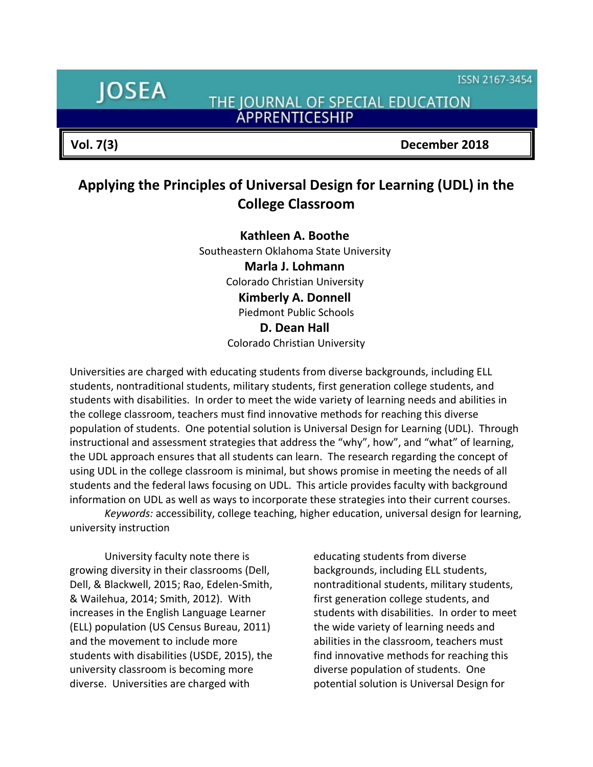# Applying the Principles of Universal Design for Learning (UDL) in the College Classroom

**Kathleen A. Boothe**
Southeastern Oklahoma State University

**Marla J. Lohmann**
Colorado Christian University

**Kimberly A. Donnell**
Piedmont Public Schools

**D. Dean Hall**
Colorado Christian University

Universities are charged with educating students from diverse backgrounds, including ELL students, nontraditional students, military students, first generation college students, and students with disabilities. In order to meet the wide variety of learning needs and abilities in the college classroom, teachers must find innovative methods for reaching this diverse population of students. One potential solution is Universal Design for Learning (UDL). Through instructional and assessment strategies that address the "why", how", and "what" of learning, the UDL approach ensures that all students can learn. The research regarding the concept of using UDL in the college classroom is minimal, but shows promise in meeting the needs of all students and the federal laws focusing on UDL. This article provides faculty with background information on UDL as well as ways to incorporate these strategies into their current courses.

*Keywords:* accessibility, college teaching, higher education, universal design for learning, university instruction

University faculty note there is growing diversity in their classrooms (Dell, Dell, & Blackwell, 2015; Rao, Edelen-Smith, & Wailehua, 2014; Smith, 2012). With increases in the English Language Learner (ELL) population (US Census Bureau, 2011) and the movement to include more students with disabilities (USDE, 2015), the university classroom is becoming more diverse. Universities are charged with educating students from diverse backgrounds, including ELL students, nontraditional students, military students, first generation college students, and students with disabilities. In order to meet the wide variety of learning needs and abilities in the classroom, teachers must find innovative methods for reaching this diverse population of students. One potential solution is Universal Design for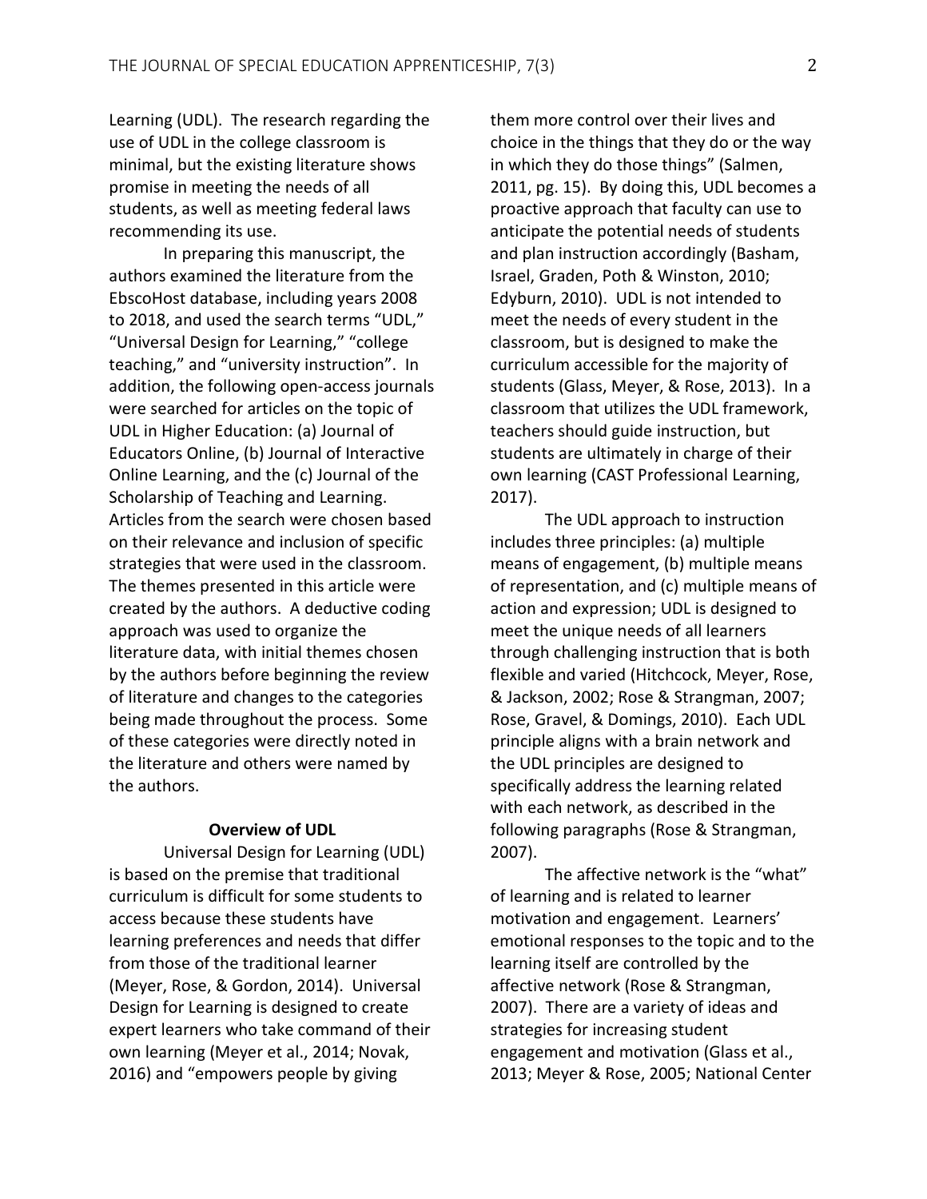Learning (UDL). The research regarding the use of UDL in the college classroom is minimal, but the existing literature shows promise in meeting the needs of all students, as well as meeting federal laws recommending its use.

In preparing this manuscript, the authors examined the literature from the EbscoHost database, including years 2008 to 2018, and used the search terms "UDL," "Universal Design for Learning," "college teaching," and "university instruction". In addition, the following open-access journals were searched for articles on the topic of UDL in Higher Education: (a) Journal of Educators Online, (b) Journal of Interactive Online Learning, and the (c) Journal of the Scholarship of Teaching and Learning. Articles from the search were chosen based on their relevance and inclusion of specific strategies that were used in the classroom. The themes presented in this article were created by the authors. A deductive coding approach was used to organize the literature data, with initial themes chosen by the authors before beginning the review of literature and changes to the categories being made throughout the process. Some of these categories were directly noted in the literature and others were named by the authors.

## Overview of UDL

Universal Design for Learning (UDL) is based on the premise that traditional curriculum is difficult for some students to access because these students have learning preferences and needs that differ from those of the traditional learner (Meyer, Rose, & Gordon, 2014). Universal Design for Learning is designed to create expert learners who take command of their own learning (Meyer et al., 2014; Novak, 2016) and "empowers people by giving them more control over their lives and choice in the things that they do or the way in which they do those things" (Salmen, 2011, pg. 15). By doing this, UDL becomes a proactive approach that faculty can use to anticipate the potential needs of students and plan instruction accordingly (Basham, Israel, Graden, Poth & Winston, 2010; Edyburn, 2010). UDL is not intended to meet the needs of every student in the classroom, but is designed to make the curriculum accessible for the majority of students (Glass, Meyer, & Rose, 2013). In a classroom that utilizes the UDL framework, teachers should guide instruction, but students are ultimately in charge of their own learning (CAST Professional Learning, 2017).

The UDL approach to instruction includes three principles: (a) multiple means of engagement, (b) multiple means of representation, and (c) multiple means of action and expression; UDL is designed to meet the unique needs of all learners through challenging instruction that is both flexible and varied (Hitchcock, Meyer, Rose, & Jackson, 2002; Rose & Strangman, 2007; Rose, Gravel, & Domings, 2010). Each UDL principle aligns with a brain network and the UDL principles are designed to specifically address the learning related with each network, as described in the following paragraphs (Rose & Strangman, 2007).

The affective network is the "what" of learning and is related to learner motivation and engagement. Learners' emotional responses to the topic and to the learning itself are controlled by the affective network (Rose & Strangman, 2007). There are a variety of ideas and strategies for increasing student engagement and motivation (Glass et al., 2013; Meyer & Rose, 2005; National Center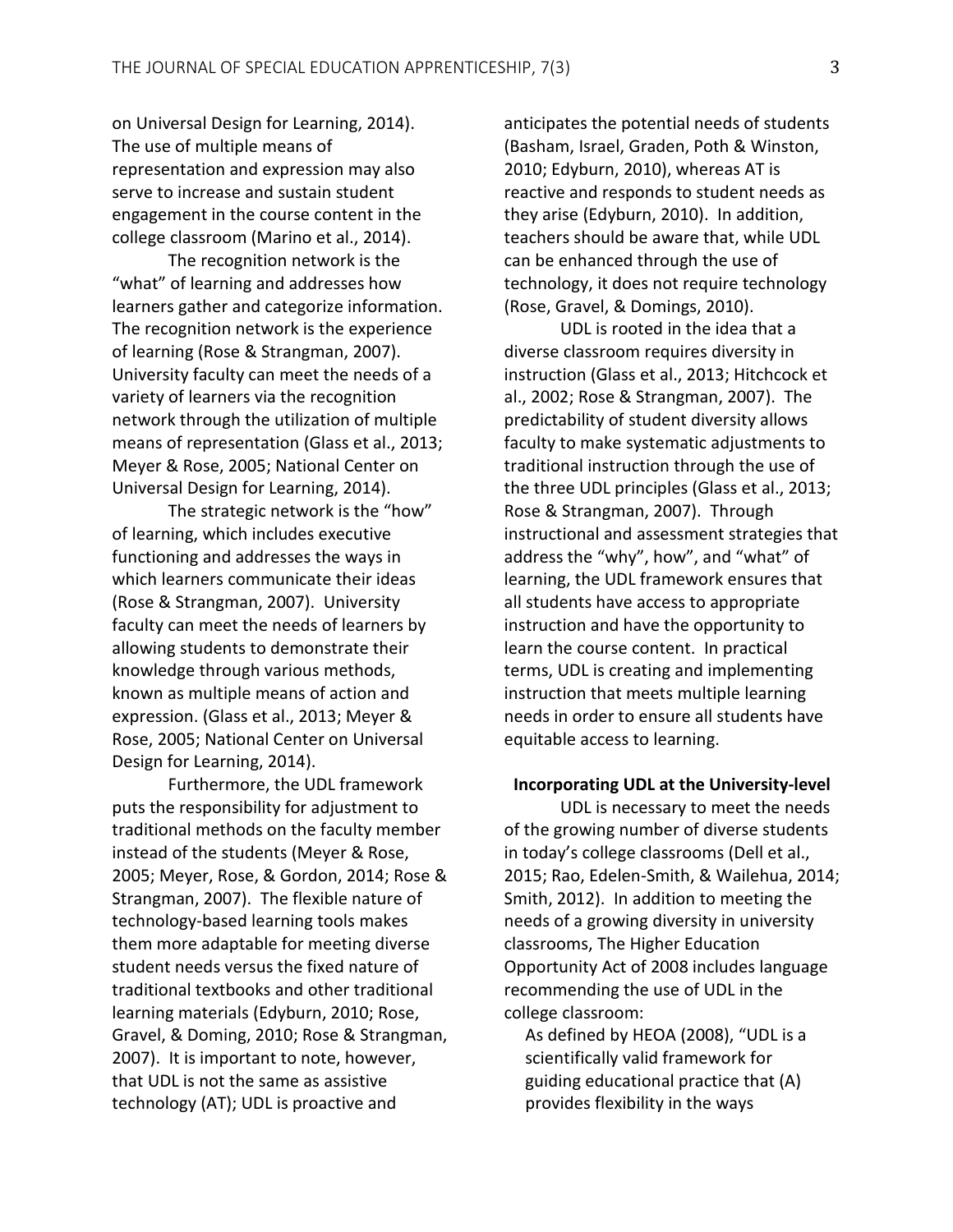on Universal Design for Learning, 2014). The use of multiple means of representation and expression may also serve to increase and sustain student engagement in the course content in the college classroom (Marino et al., 2014).

The recognition network is the "what" of learning and addresses how learners gather and categorize information. The recognition network is the experience of learning (Rose & Strangman, 2007). University faculty can meet the needs of a variety of learners via the recognition network through the utilization of multiple means of representation (Glass et al., 2013; Meyer & Rose, 2005; National Center on Universal Design for Learning, 2014).

The strategic network is the "how" of learning, which includes executive functioning and addresses the ways in which learners communicate their ideas (Rose & Strangman, 2007). University faculty can meet the needs of learners by allowing students to demonstrate their knowledge through various methods, known as multiple means of action and expression. (Glass et al., 2013; Meyer & Rose, 2005; National Center on Universal Design for Learning, 2014).

Furthermore, the UDL framework puts the responsibility for adjustment to traditional methods on the faculty member instead of the students (Meyer & Rose, 2005; Meyer, Rose, & Gordon, 2014; Rose & Strangman, 2007). The flexible nature of technology-based learning tools makes them more adaptable for meeting diverse student needs versus the fixed nature of traditional textbooks and other traditional learning materials (Edyburn, 2010; Rose, Gravel, & Doming, 2010; Rose & Strangman, 2007). It is important to note, however, that UDL is not the same as assistive technology (AT); UDL is proactive and anticipates the potential needs of students (Basham, Israel, Graden, Poth & Winston, 2010; Edyburn, 2010), whereas AT is reactive and responds to student needs as they arise (Edyburn, 2010). In addition, teachers should be aware that, while UDL can be enhanced through the use of technology, it does not require technology (Rose, Gravel, & Domings, 2010).

UDL is rooted in the idea that a diverse classroom requires diversity in instruction (Glass et al., 2013; Hitchcock et al., 2002; Rose & Strangman, 2007). The predictability of student diversity allows faculty to make systematic adjustments to traditional instruction through the use of the three UDL principles (Glass et al., 2013; Rose & Strangman, 2007). Through instructional and assessment strategies that address the "why", how", and "what" of learning, the UDL framework ensures that all students have access to appropriate instruction and have the opportunity to learn the course content. In practical terms, UDL is creating and implementing instruction that meets multiple learning needs in order to ensure all students have equitable access to learning.

## Incorporating UDL at the University-level

UDL is necessary to meet the needs of the growing number of diverse students in today's college classrooms (Dell et al., 2015; Rao, Edelen-Smith, & Wailehua, 2014; Smith, 2012). In addition to meeting the needs of a growing diversity in university classrooms, The Higher Education Opportunity Act of 2008 includes language recommending the use of UDL in the college classroom:

> As defined by HEOA (2008), "UDL is a scientifically valid framework for guiding educational practice that (A) provides flexibility in the ways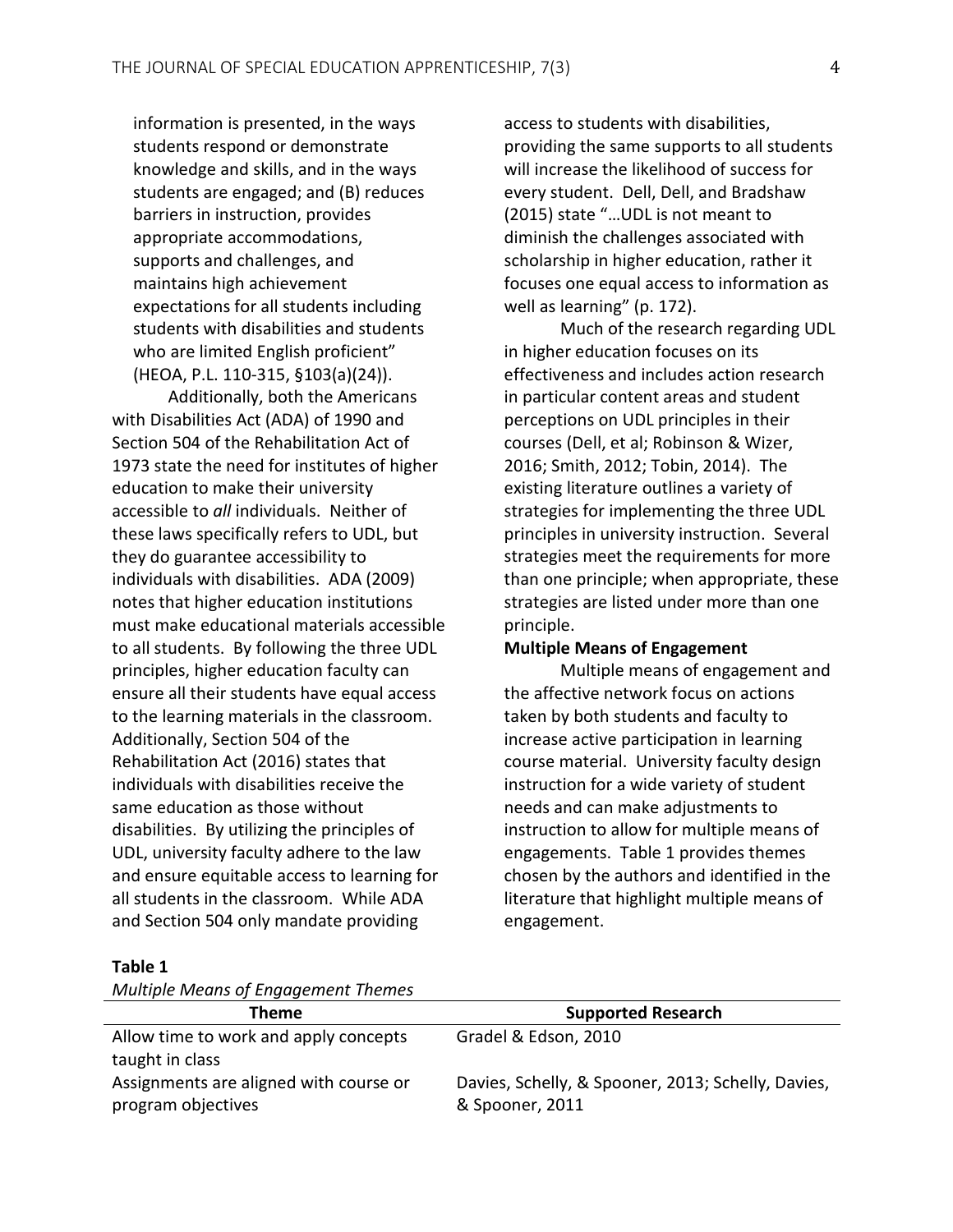information is presented, in the ways students respond or demonstrate knowledge and skills, and in the ways students are engaged; and (B) reduces barriers in instruction, provides appropriate accommodations, supports and challenges, and maintains high achievement expectations for all students including students with disabilities and students who are limited English proficient" (HEOA, P.L. 110-315, §103(a)(24)).

Additionally, both the Americans with Disabilities Act (ADA) of 1990 and Section 504 of the Rehabilitation Act of 1973 state the need for institutes of higher education to make their university accessible to *all* individuals. Neither of these laws specifically refers to UDL, but they do guarantee accessibility to individuals with disabilities. ADA (2009) notes that higher education institutions must make educational materials accessible to all students. By following the three UDL principles, higher education faculty can ensure all their students have equal access to the learning materials in the classroom. Additionally, Section 504 of the Rehabilitation Act (2016) states that individuals with disabilities receive the same education as those without disabilities. By utilizing the principles of UDL, university faculty adhere to the law and ensure equitable access to learning for all students in the classroom. While ADA and Section 504 only mandate providing access to students with disabilities, providing the same supports to all students will increase the likelihood of success for every student. Dell, Dell, and Bradshaw (2015) state "…UDL is not meant to diminish the challenges associated with scholarship in higher education, rather it focuses one equal access to information as well as learning" (p. 172).

Much of the research regarding UDL in higher education focuses on its effectiveness and includes action research in particular content areas and student perceptions on UDL principles in their courses (Dell, et al; Robinson & Wizer, 2016; Smith, 2012; Tobin, 2014). The existing literature outlines a variety of strategies for implementing the three UDL principles in university instruction. Several strategies meet the requirements for more than one principle; when appropriate, these strategies are listed under more than one principle.

**Multiple Means of Engagement**

Multiple means of engagement and the affective network focus on actions taken by both students and faculty to increase active participation in learning course material. University faculty design instruction for a wide variety of student needs and can make adjustments to instruction to allow for multiple means of engagements. Table 1 provides themes chosen by the authors and identified in the literature that highlight multiple means of engagement.

**Table 1**

*Multiple Means of Engagement Themes*

| Theme | Supported Research |
|---|---|
| Allow time to work and apply concepts taught in class | Gradel & Edson, 2010 |
| Assignments are aligned with course or program objectives | Davies, Schelly, & Spooner, 2013; Schelly, Davies, & Spooner, 2011 |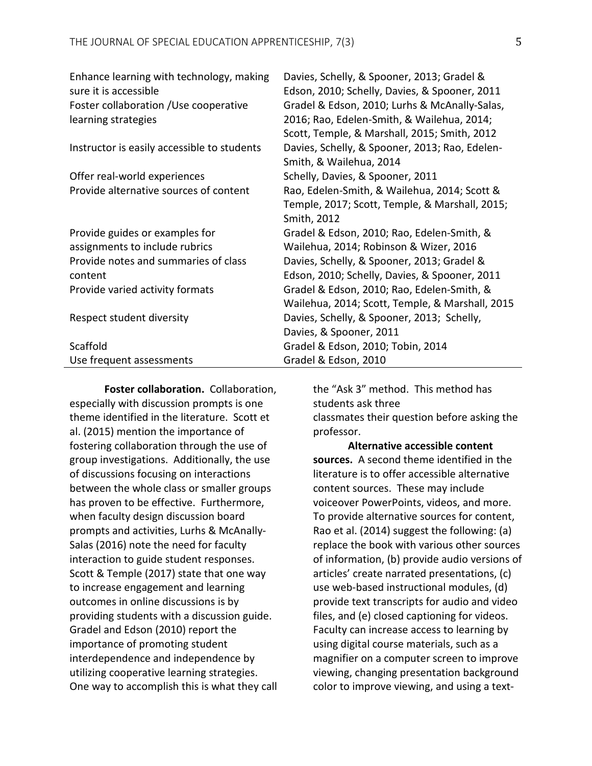| | |
|---|---|
| Enhance learning with technology, making sure it is accessible | Davies, Schelly, & Spooner, 2013; Gradel & Edson, 2010; Schelly, Davies, & Spooner, 2011 |
| Foster collaboration /Use cooperative learning strategies | Gradel & Edson, 2010; Lurhs & McAnally-Salas, 2016; Rao, Edelen-Smith, & Wailehua, 2014; Scott, Temple, & Marshall, 2015; Smith, 2012 |
| Instructor is easily accessible to students | Davies, Schelly, & Spooner, 2013; Rao, Edelen-Smith, & Wailehua, 2014 |
| Offer real-world experiences | Schelly, Davies, & Spooner, 2011 |
| Provide alternative sources of content | Rao, Edelen-Smith, & Wailehua, 2014; Scott & Temple, 2017; Scott, Temple, & Marshall, 2015; Smith, 2012 |
| Provide guides or examples for assignments to include rubrics | Gradel & Edson, 2010; Rao, Edelen-Smith, & Wailehua, 2014; Robinson & Wizer, 2016 |
| Provide notes and summaries of class content | Davies, Schelly, & Spooner, 2013; Gradel & Edson, 2010; Schelly, Davies, & Spooner, 2011 |
| Provide varied activity formats | Gradel & Edson, 2010; Rao, Edelen-Smith, & Wailehua, 2014; Scott, Temple, & Marshall, 2015 |
| Respect student diversity | Davies, Schelly, & Spooner, 2013; Schelly, Davies, & Spooner, 2011 |
| Scaffold | Gradel & Edson, 2010; Tobin, 2014 |
| Use frequent assessments | Gradel & Edson, 2010 |

**Foster collaboration.** Collaboration, especially with discussion prompts is one theme identified in the literature. Scott et al. (2015) mention the importance of fostering collaboration through the use of group investigations. Additionally, the use of discussions focusing on interactions between the whole class or smaller groups has proven to be effective. Furthermore, when faculty design discussion board prompts and activities, Lurhs & McAnally-Salas (2016) note the need for faculty interaction to guide student responses. Scott & Temple (2017) state that one way to increase engagement and learning outcomes in online discussions is by providing students with a discussion guide. Gradel and Edson (2010) report the importance of promoting student interdependence and independence by utilizing cooperative learning strategies. One way to accomplish this is what they call the "Ask 3" method. This method has students ask three classmates their question before asking the professor.

**Alternative accessible content sources.** A second theme identified in the literature is to offer accessible alternative content sources. These may include voiceover PowerPoints, videos, and more. To provide alternative sources for content, Rao et al. (2014) suggest the following: (a) replace the book with various other sources of information, (b) provide audio versions of articles' create narrated presentations, (c) use web-based instructional modules, (d) provide text transcripts for audio and video files, and (e) closed captioning for videos. Faculty can increase access to learning by using digital course materials, such as a magnifier on a computer screen to improve viewing, changing presentation background color to improve viewing, and using a text-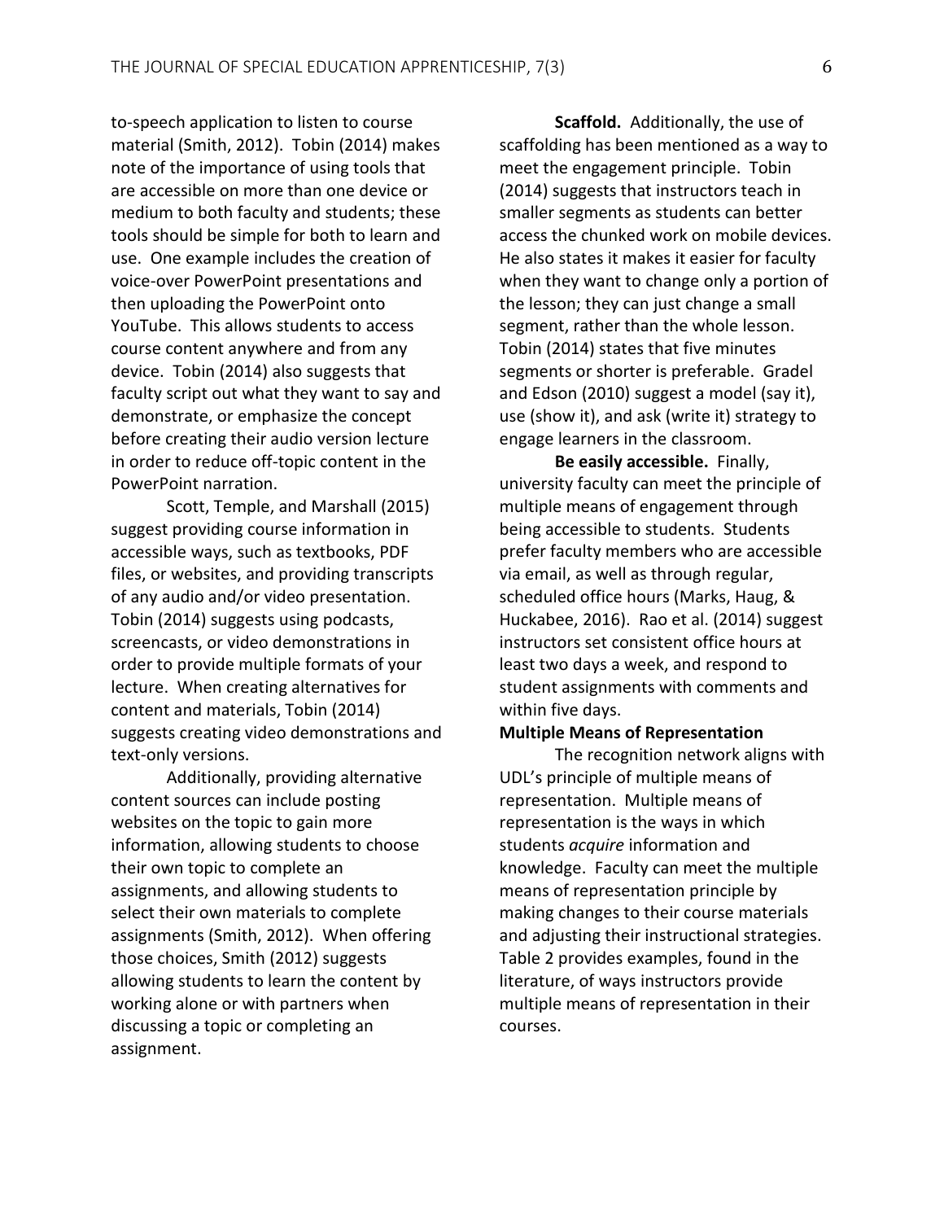to-speech application to listen to course material (Smith, 2012). Tobin (2014) makes note of the importance of using tools that are accessible on more than one device or medium to both faculty and students; these tools should be simple for both to learn and use. One example includes the creation of voice-over PowerPoint presentations and then uploading the PowerPoint onto YouTube. This allows students to access course content anywhere and from any device. Tobin (2014) also suggests that faculty script out what they want to say and demonstrate, or emphasize the concept before creating their audio version lecture in order to reduce off-topic content in the PowerPoint narration.

Scott, Temple, and Marshall (2015) suggest providing course information in accessible ways, such as textbooks, PDF files, or websites, and providing transcripts of any audio and/or video presentation. Tobin (2014) suggests using podcasts, screencasts, or video demonstrations in order to provide multiple formats of your lecture. When creating alternatives for content and materials, Tobin (2014) suggests creating video demonstrations and text-only versions.

Additionally, providing alternative content sources can include posting websites on the topic to gain more information, allowing students to choose their own topic to complete an assignments, and allowing students to select their own materials to complete assignments (Smith, 2012). When offering those choices, Smith (2012) suggests allowing students to learn the content by working alone or with partners when discussing a topic or completing an assignment.

**Scaffold.** Additionally, the use of scaffolding has been mentioned as a way to meet the engagement principle. Tobin (2014) suggests that instructors teach in smaller segments as students can better access the chunked work on mobile devices. He also states it makes it easier for faculty when they want to change only a portion of the lesson; they can just change a small segment, rather than the whole lesson. Tobin (2014) states that five minutes segments or shorter is preferable. Gradel and Edson (2010) suggest a model (say it), use (show it), and ask (write it) strategy to engage learners in the classroom.

**Be easily accessible.** Finally, university faculty can meet the principle of multiple means of engagement through being accessible to students. Students prefer faculty members who are accessible via email, as well as through regular, scheduled office hours (Marks, Haug, & Huckabee, 2016). Rao et al. (2014) suggest instructors set consistent office hours at least two days a week, and respond to student assignments with comments and within five days.

**Multiple Means of Representation**

The recognition network aligns with UDL's principle of multiple means of representation. Multiple means of representation is the ways in which students *acquire* information and knowledge. Faculty can meet the multiple means of representation principle by making changes to their course materials and adjusting their instructional strategies. Table 2 provides examples, found in the literature, of ways instructors provide multiple means of representation in their courses.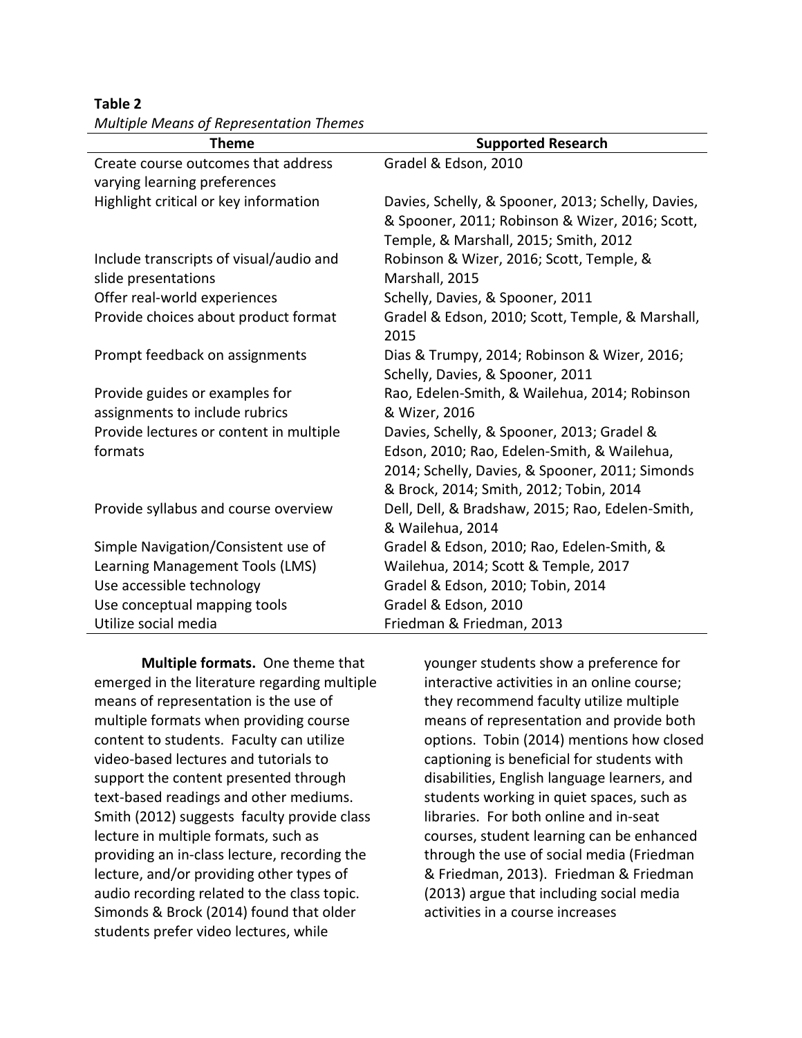**Table 2**

*Multiple Means of Representation Themes*

| Theme | Supported Research |
|---|---|
| Create course outcomes that address varying learning preferences | Gradel & Edson, 2010 |
| Highlight critical or key information | Davies, Schelly, & Spooner, 2013; Schelly, Davies, & Spooner, 2011; Robinson & Wizer, 2016; Scott, Temple, & Marshall, 2015; Smith, 2012 |
| Include transcripts of visual/audio and slide presentations | Robinson & Wizer, 2016; Scott, Temple, & Marshall, 2015 |
| Offer real-world experiences | Schelly, Davies, & Spooner, 2011 |
| Provide choices about product format | Gradel & Edson, 2010; Scott, Temple, & Marshall, 2015 |
| Prompt feedback on assignments | Dias & Trumpy, 2014; Robinson & Wizer, 2016; Schelly, Davies, & Spooner, 2011 |
| Provide guides or examples for assignments to include rubrics | Rao, Edelen-Smith, & Wailehua, 2014; Robinson & Wizer, 2016 |
| Provide lectures or content in multiple formats | Davies, Schelly, & Spooner, 2013; Gradel & Edson, 2010; Rao, Edelen-Smith, & Wailehua, 2014; Schelly, Davies, & Spooner, 2011; Simonds & Brock, 2014; Smith, 2012; Tobin, 2014 |
| Provide syllabus and course overview | Dell, Dell, & Bradshaw, 2015; Rao, Edelen-Smith, & Wailehua, 2014 |
| Simple Navigation/Consistent use of Learning Management Tools (LMS) | Gradel & Edson, 2010; Rao, Edelen-Smith, & Wailehua, 2014; Scott & Temple, 2017 |
| Use accessible technology | Gradel & Edson, 2010; Tobin, 2014 |
| Use conceptual mapping tools | Gradel & Edson, 2010 |
| Utilize social media | Friedman & Friedman, 2013 |

**Multiple formats.** One theme that emerged in the literature regarding multiple means of representation is the use of multiple formats when providing course content to students. Faculty can utilize video-based lectures and tutorials to support the content presented through text-based readings and other mediums. Smith (2012) suggests faculty provide class lecture in multiple formats, such as providing an in-class lecture, recording the lecture, and/or providing other types of audio recording related to the class topic. Simonds & Brock (2014) found that older students prefer video lectures, while younger students show a preference for interactive activities in an online course; they recommend faculty utilize multiple means of representation and provide both options. Tobin (2014) mentions how closed captioning is beneficial for students with disabilities, English language learners, and students working in quiet spaces, such as libraries. For both online and in-seat courses, student learning can be enhanced through the use of social media (Friedman & Friedman, 2013). Friedman & Friedman (2013) argue that including social media activities in a course increases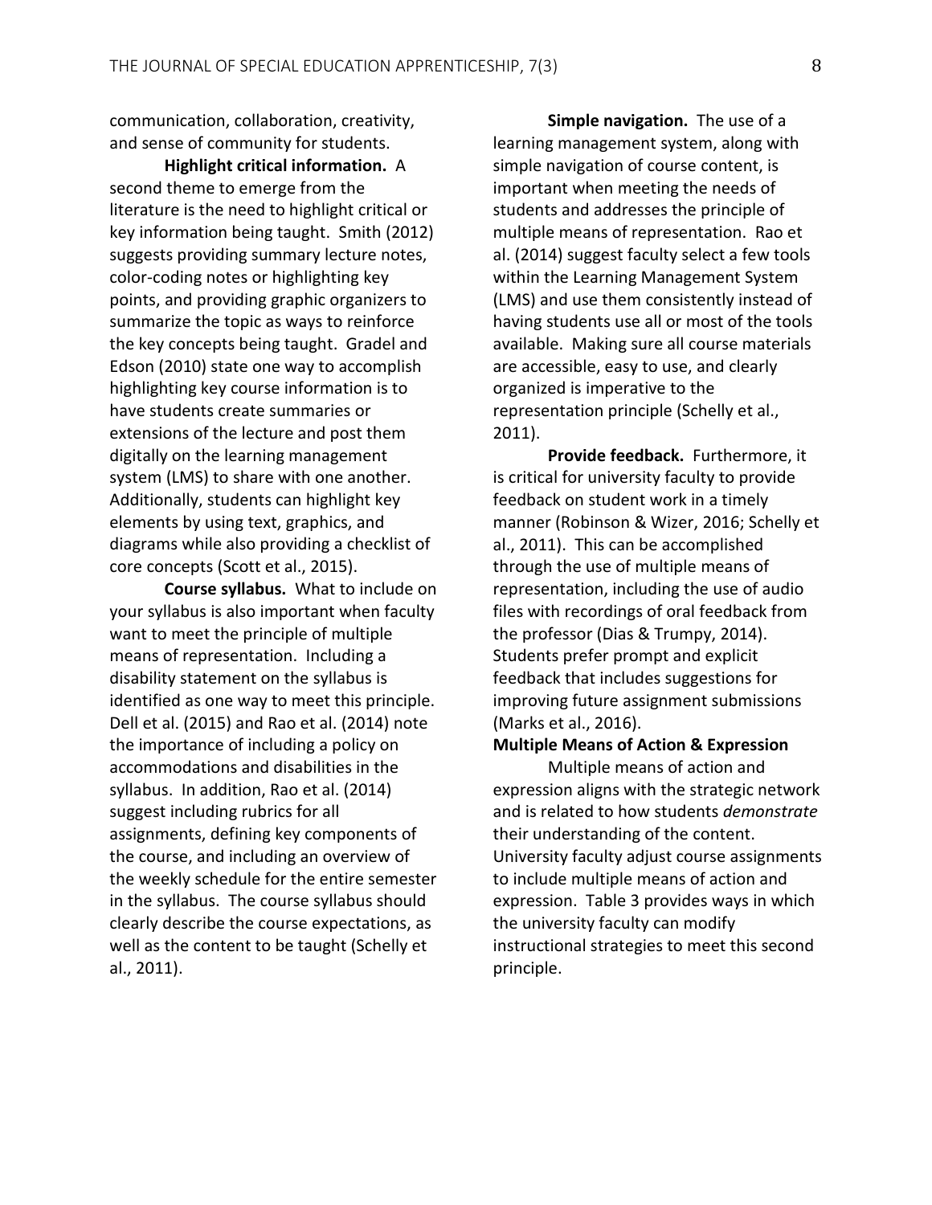communication, collaboration, creativity, and sense of community for students.

**Highlight critical information.** A second theme to emerge from the literature is the need to highlight critical or key information being taught. Smith (2012) suggests providing summary lecture notes, color-coding notes or highlighting key points, and providing graphic organizers to summarize the topic as ways to reinforce the key concepts being taught. Gradel and Edson (2010) state one way to accomplish highlighting key course information is to have students create summaries or extensions of the lecture and post them digitally on the learning management system (LMS) to share with one another. Additionally, students can highlight key elements by using text, graphics, and diagrams while also providing a checklist of core concepts (Scott et al., 2015).

**Course syllabus.** What to include on your syllabus is also important when faculty want to meet the principle of multiple means of representation. Including a disability statement on the syllabus is identified as one way to meet this principle. Dell et al. (2015) and Rao et al. (2014) note the importance of including a policy on accommodations and disabilities in the syllabus. In addition, Rao et al. (2014) suggest including rubrics for all assignments, defining key components of the course, and including an overview of the weekly schedule for the entire semester in the syllabus. The course syllabus should clearly describe the course expectations, as well as the content to be taught (Schelly et al., 2011).

**Simple navigation.** The use of a learning management system, along with simple navigation of course content, is important when meeting the needs of students and addresses the principle of multiple means of representation. Rao et al. (2014) suggest faculty select a few tools within the Learning Management System (LMS) and use them consistently instead of having students use all or most of the tools available. Making sure all course materials are accessible, easy to use, and clearly organized is imperative to the representation principle (Schelly et al., 2011).

**Provide feedback.** Furthermore, it is critical for university faculty to provide feedback on student work in a timely manner (Robinson & Wizer, 2016; Schelly et al., 2011). This can be accomplished through the use of multiple means of representation, including the use of audio files with recordings of oral feedback from the professor (Dias & Trumpy, 2014). Students prefer prompt and explicit feedback that includes suggestions for improving future assignment submissions (Marks et al., 2016).

### Multiple Means of Action & Expression

Multiple means of action and expression aligns with the strategic network and is related to how students *demonstrate* their understanding of the content. University faculty adjust course assignments to include multiple means of action and expression. Table 3 provides ways in which the university faculty can modify instructional strategies to meet this second principle.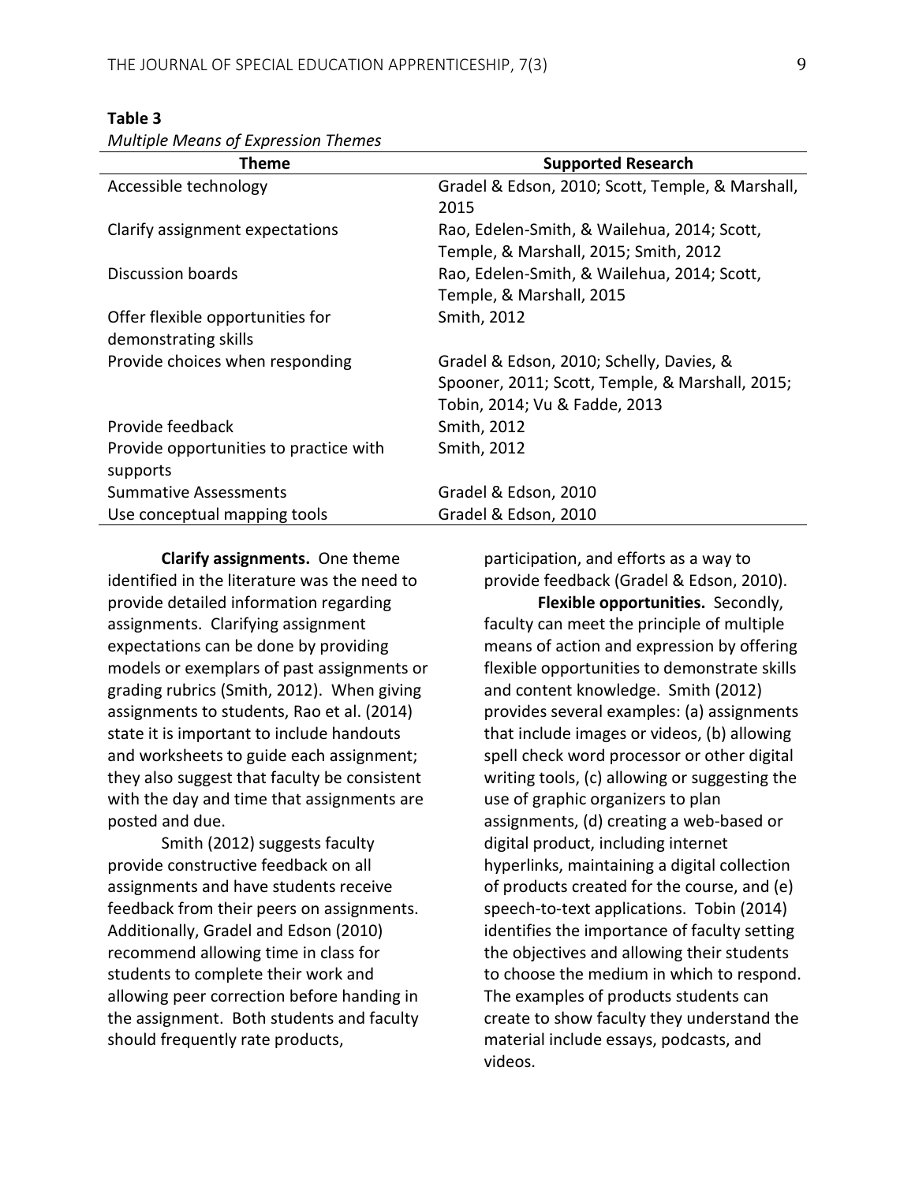**Table 3**

*Multiple Means of Expression Themes*

| Theme | Supported Research |
|---|---|
| Accessible technology | Gradel & Edson, 2010; Scott, Temple, & Marshall, 2015 |
| Clarify assignment expectations | Rao, Edelen-Smith, & Wailehua, 2014; Scott, Temple, & Marshall, 2015; Smith, 2012 |
| Discussion boards | Rao, Edelen-Smith, & Wailehua, 2014; Scott, Temple, & Marshall, 2015 |
| Offer flexible opportunities for demonstrating skills | Smith, 2012 |
| Provide choices when responding | Gradel & Edson, 2010; Schelly, Davies, & Spooner, 2011; Scott, Temple, & Marshall, 2015; Tobin, 2014; Vu & Fadde, 2013 |
| Provide feedback | Smith, 2012 |
| Provide opportunities to practice with supports | Smith, 2012 |
| Summative Assessments | Gradel & Edson, 2010 |
| Use conceptual mapping tools | Gradel & Edson, 2010 |

**Clarify assignments.** One theme identified in the literature was the need to provide detailed information regarding assignments. Clarifying assignment expectations can be done by providing models or exemplars of past assignments or grading rubrics (Smith, 2012). When giving assignments to students, Rao et al. (2014) state it is important to include handouts and worksheets to guide each assignment; they also suggest that faculty be consistent with the day and time that assignments are posted and due.

Smith (2012) suggests faculty provide constructive feedback on all assignments and have students receive feedback from their peers on assignments. Additionally, Gradel and Edson (2010) recommend allowing time in class for students to complete their work and allowing peer correction before handing in the assignment. Both students and faculty should frequently rate products, participation, and efforts as a way to provide feedback (Gradel & Edson, 2010).

**Flexible opportunities.** Secondly, faculty can meet the principle of multiple means of action and expression by offering flexible opportunities to demonstrate skills and content knowledge. Smith (2012) provides several examples: (a) assignments that include images or videos, (b) allowing spell check word processor or other digital writing tools, (c) allowing or suggesting the use of graphic organizers to plan assignments, (d) creating a web-based or digital product, including internet hyperlinks, maintaining a digital collection of products created for the course, and (e) speech-to-text applications. Tobin (2014) identifies the importance of faculty setting the objectives and allowing their students to choose the medium in which to respond. The examples of products students can create to show faculty they understand the material include essays, podcasts, and videos.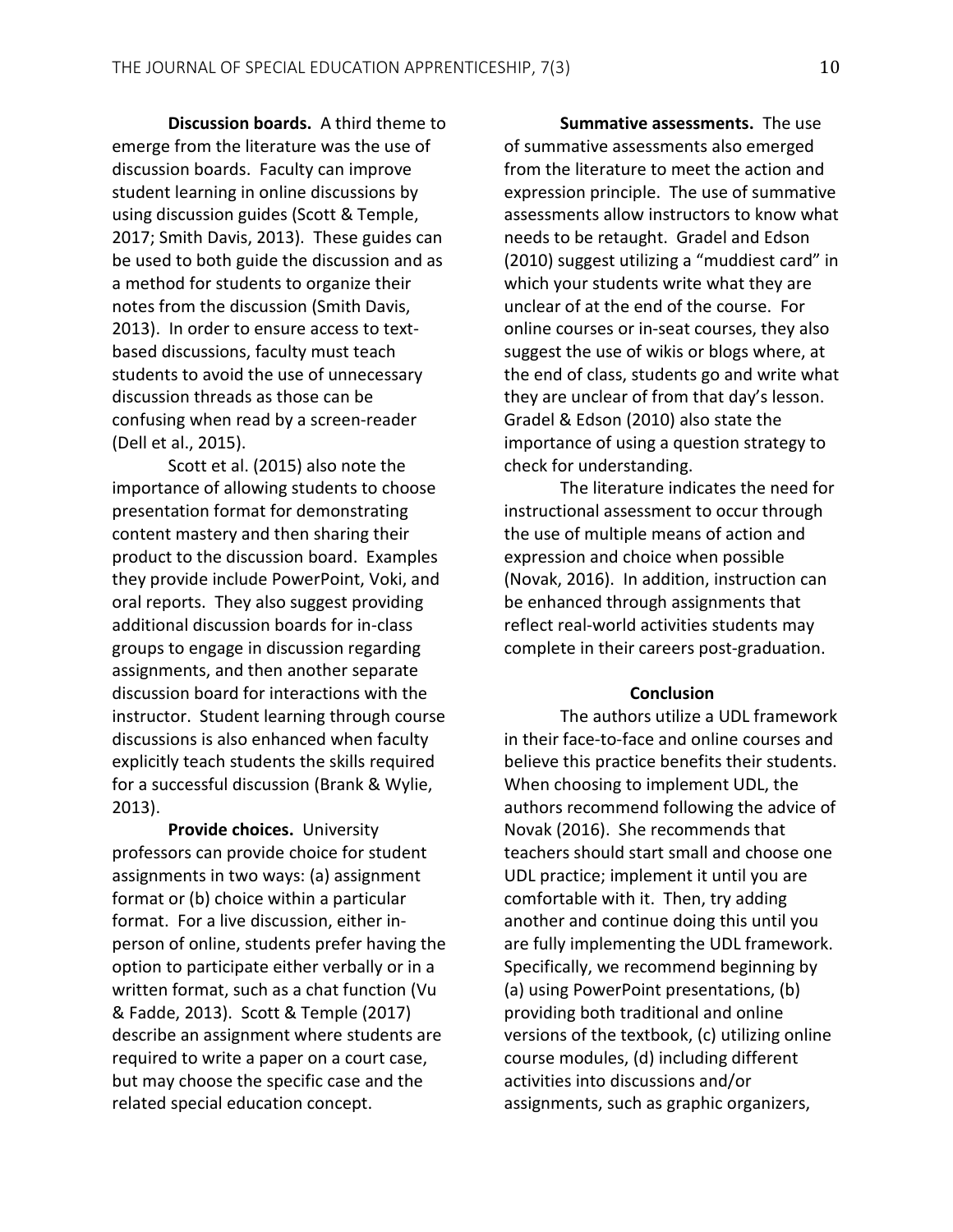**Discussion boards.** A third theme to emerge from the literature was the use of discussion boards. Faculty can improve student learning in online discussions by using discussion guides (Scott & Temple, 2017; Smith Davis, 2013). These guides can be used to both guide the discussion and as a method for students to organize their notes from the discussion (Smith Davis, 2013). In order to ensure access to text-based discussions, faculty must teach students to avoid the use of unnecessary discussion threads as those can be confusing when read by a screen-reader (Dell et al., 2015).

Scott et al. (2015) also note the importance of allowing students to choose presentation format for demonstrating content mastery and then sharing their product to the discussion board. Examples they provide include PowerPoint, Voki, and oral reports. They also suggest providing additional discussion boards for in-class groups to engage in discussion regarding assignments, and then another separate discussion board for interactions with the instructor. Student learning through course discussions is also enhanced when faculty explicitly teach students the skills required for a successful discussion (Brank & Wylie, 2013).

**Provide choices.** University professors can provide choice for student assignments in two ways: (a) assignment format or (b) choice within a particular format. For a live discussion, either in-person of online, students prefer having the option to participate either verbally or in a written format, such as a chat function (Vu & Fadde, 2013). Scott & Temple (2017) describe an assignment where students are required to write a paper on a court case, but may choose the specific case and the related special education concept.

**Summative assessments.** The use of summative assessments also emerged from the literature to meet the action and expression principle. The use of summative assessments allow instructors to know what needs to be retaught. Gradel and Edson (2010) suggest utilizing a "muddiest card" in which your students write what they are unclear of at the end of the course. For online courses or in-seat courses, they also suggest the use of wikis or blogs where, at the end of class, students go and write what they are unclear of from that day's lesson. Gradel & Edson (2010) also state the importance of using a question strategy to check for understanding.

The literature indicates the need for instructional assessment to occur through the use of multiple means of action and expression and choice when possible (Novak, 2016). In addition, instruction can be enhanced through assignments that reflect real-world activities students may complete in their careers post-graduation.

## Conclusion

The authors utilize a UDL framework in their face-to-face and online courses and believe this practice benefits their students. When choosing to implement UDL, the authors recommend following the advice of Novak (2016). She recommends that teachers should start small and choose one UDL practice; implement it until you are comfortable with it. Then, try adding another and continue doing this until you are fully implementing the UDL framework. Specifically, we recommend beginning by (a) using PowerPoint presentations, (b) providing both traditional and online versions of the textbook, (c) utilizing online course modules, (d) including different activities into discussions and/or assignments, such as graphic organizers,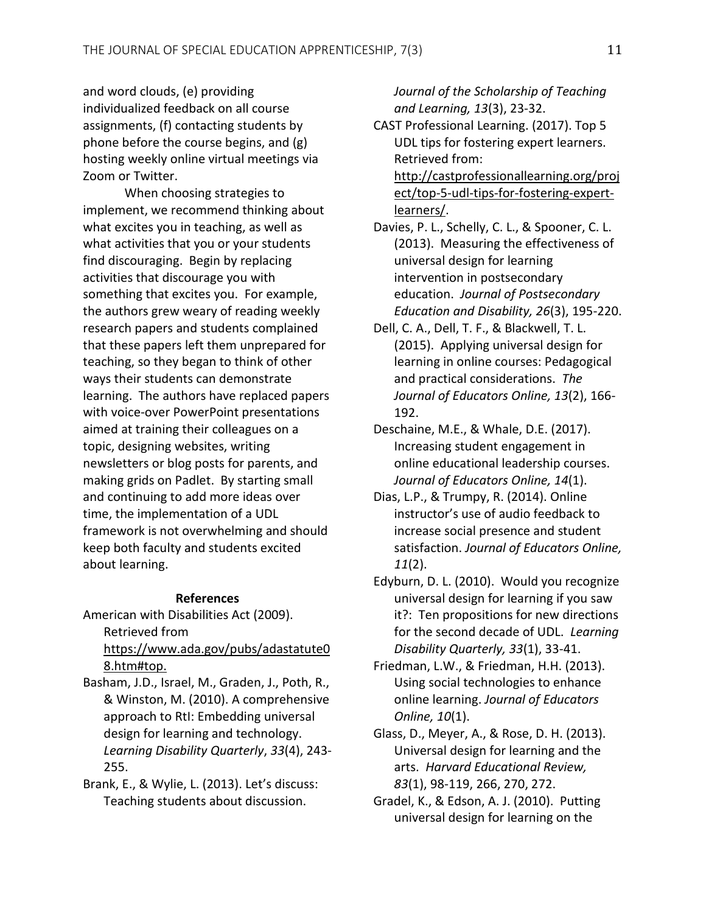and word clouds, (e) providing individualized feedback on all course assignments, (f) contacting students by phone before the course begins, and (g) hosting weekly online virtual meetings via Zoom or Twitter.

When choosing strategies to implement, we recommend thinking about what excites you in teaching, as well as what activities that you or your students find discouraging. Begin by replacing activities that discourage you with something that excites you. For example, the authors grew weary of reading weekly research papers and students complained that these papers left them unprepared for teaching, so they began to think of other ways their students can demonstrate learning. The authors have replaced papers with voice-over PowerPoint presentations aimed at training their colleagues on a topic, designing websites, writing newsletters or blog posts for parents, and making grids on Padlet. By starting small and continuing to add more ideas over time, the implementation of a UDL framework is not overwhelming and should keep both faculty and students excited about learning.

## References

American with Disabilities Act (2009). Retrieved from https://www.ada.gov/pubs/adastatute08.htm#top.

Basham, J.D., Israel, M., Graden, J., Poth, R., & Winston, M. (2010). A comprehensive approach to RtI: Embedding universal design for learning and technology. *Learning Disability Quarterly*, *33*(4), 243-255.

Brank, E., & Wylie, L. (2013). Let's discuss: Teaching students about discussion. *Journal of the Scholarship of Teaching and Learning, 13*(3), 23-32.

CAST Professional Learning. (2017). Top 5 UDL tips for fostering expert learners. Retrieved from: http://castprofessionallearning.org/project/top-5-udl-tips-for-fostering-expert-learners/.

Davies, P. L., Schelly, C. L., & Spooner, C. L. (2013). Measuring the effectiveness of universal design for learning intervention in postsecondary education. *Journal of Postsecondary Education and Disability, 26*(3), 195-220.

Dell, C. A., Dell, T. F., & Blackwell, T. L. (2015). Applying universal design for learning in online courses: Pedagogical and practical considerations. *The Journal of Educators Online, 13*(2), 166-192.

Deschaine, M.E., & Whale, D.E. (2017). Increasing student engagement in online educational leadership courses. *Journal of Educators Online, 14*(1).

Dias, L.P., & Trumpy, R. (2014). Online instructor's use of audio feedback to increase social presence and student satisfaction. *Journal of Educators Online, 11*(2).

Edyburn, D. L. (2010). Would you recognize universal design for learning if you saw it?: Ten propositions for new directions for the second decade of UDL. *Learning Disability Quarterly, 33*(1), 33-41.

Friedman, L.W., & Friedman, H.H. (2013). Using social technologies to enhance online learning. *Journal of Educators Online, 10*(1).

Glass, D., Meyer, A., & Rose, D. H. (2013). Universal design for learning and the arts. *Harvard Educational Review, 83*(1), 98-119, 266, 270, 272.

Gradel, K., & Edson, A. J. (2010). Putting universal design for learning on the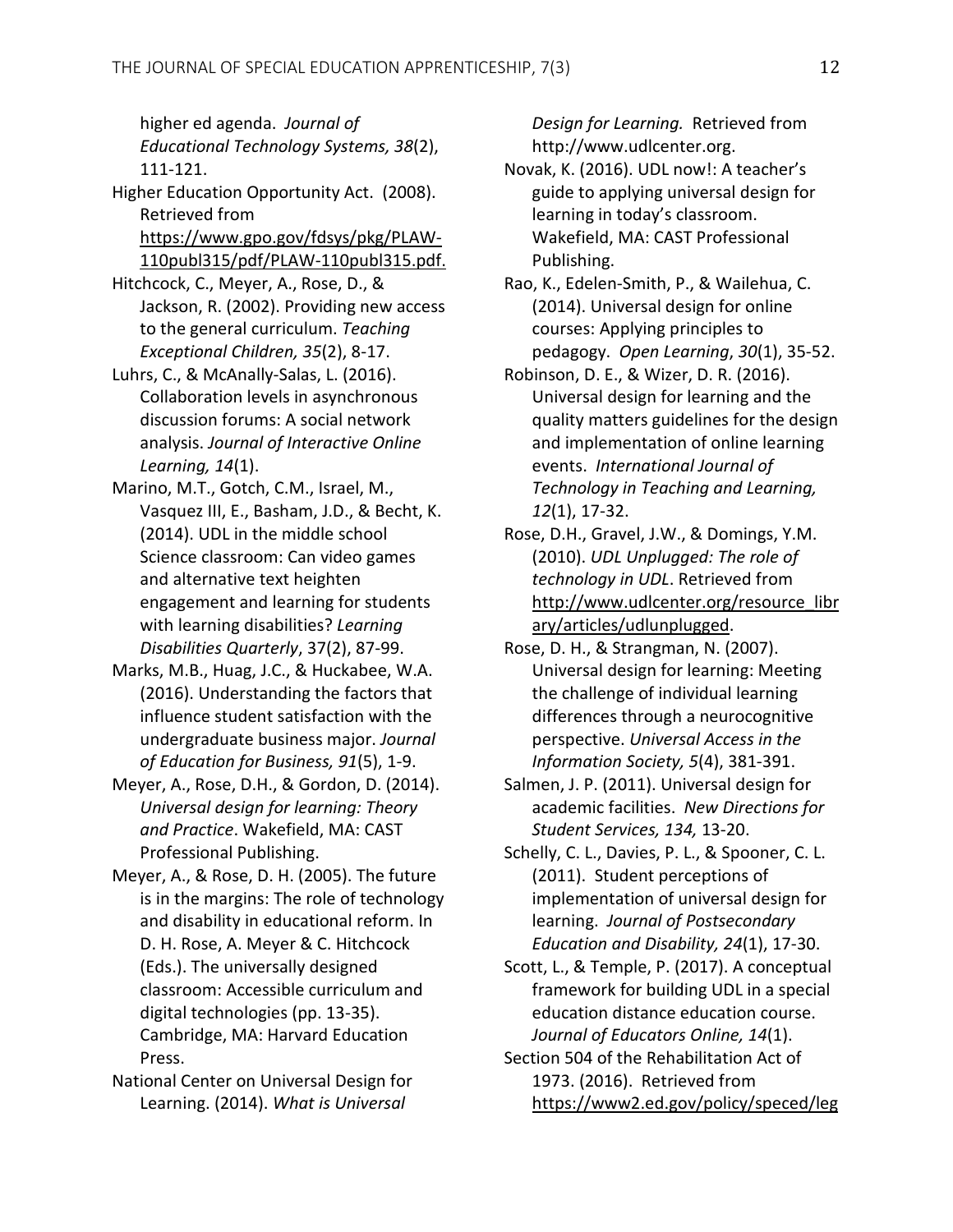higher ed agenda. *Journal of Educational Technology Systems, 38*(2), 111-121.

Higher Education Opportunity Act. (2008). Retrieved from https://www.gpo.gov/fdsys/pkg/PLAW-110publ315/pdf/PLAW-110publ315.pdf.

Hitchcock, C., Meyer, A., Rose, D., & Jackson, R. (2002). Providing new access to the general curriculum. *Teaching Exceptional Children, 35*(2), 8-17.

Luhrs, C., & McAnally-Salas, L. (2016). Collaboration levels in asynchronous discussion forums: A social network analysis. *Journal of Interactive Online Learning, 14*(1).

Marino, M.T., Gotch, C.M., Israel, M., Vasquez III, E., Basham, J.D., & Becht, K. (2014). UDL in the middle school Science classroom: Can video games and alternative text heighten engagement and learning for students with learning disabilities? *Learning Disabilities Quarterly*, 37(2), 87-99.

Marks, M.B., Huag, J.C., & Huckabee, W.A. (2016). Understanding the factors that influence student satisfaction with the undergraduate business major. *Journal of Education for Business, 91*(5), 1-9.

Meyer, A., Rose, D.H., & Gordon, D. (2014). *Universal design for learning: Theory and Practice*. Wakefield, MA: CAST Professional Publishing.

Meyer, A., & Rose, D. H. (2005). The future is in the margins: The role of technology and disability in educational reform. In D. H. Rose, A. Meyer & C. Hitchcock (Eds.). The universally designed classroom: Accessible curriculum and digital technologies (pp. 13-35). Cambridge, MA: Harvard Education Press.

National Center on Universal Design for Learning. (2014). *What is Universal Design for Learning.* Retrieved from http://www.udlcenter.org.

Novak, K. (2016). UDL now!: A teacher's guide to applying universal design for learning in today's classroom. Wakefield, MA: CAST Professional Publishing.

Rao, K., Edelen-Smith, P., & Wailehua, C. (2014). Universal design for online courses: Applying principles to pedagogy. *Open Learning*, *30*(1), 35-52.

Robinson, D. E., & Wizer, D. R. (2016). Universal design for learning and the quality matters guidelines for the design and implementation of online learning events. *International Journal of Technology in Teaching and Learning, 12*(1), 17-32.

Rose, D.H., Gravel, J.W., & Domings, Y.M. (2010). *UDL Unplugged: The role of technology in UDL*. Retrieved from http://www.udlcenter.org/resource_library/articles/udlunplugged.

Rose, D. H., & Strangman, N. (2007). Universal design for learning: Meeting the challenge of individual learning differences through a neurocognitive perspective. *Universal Access in the Information Society, 5*(4), 381-391.

Salmen, J. P. (2011). Universal design for academic facilities. *New Directions for Student Services, 134,* 13-20.

Schelly, C. L., Davies, P. L., & Spooner, C. L. (2011). Student perceptions of implementation of universal design for learning. *Journal of Postsecondary Education and Disability, 24*(1), 17-30.

Scott, L., & Temple, P. (2017). A conceptual framework for building UDL in a special education distance education course. *Journal of Educators Online, 14*(1).

Section 504 of the Rehabilitation Act of 1973. (2016). Retrieved from https://www2.ed.gov/policy/speced/leg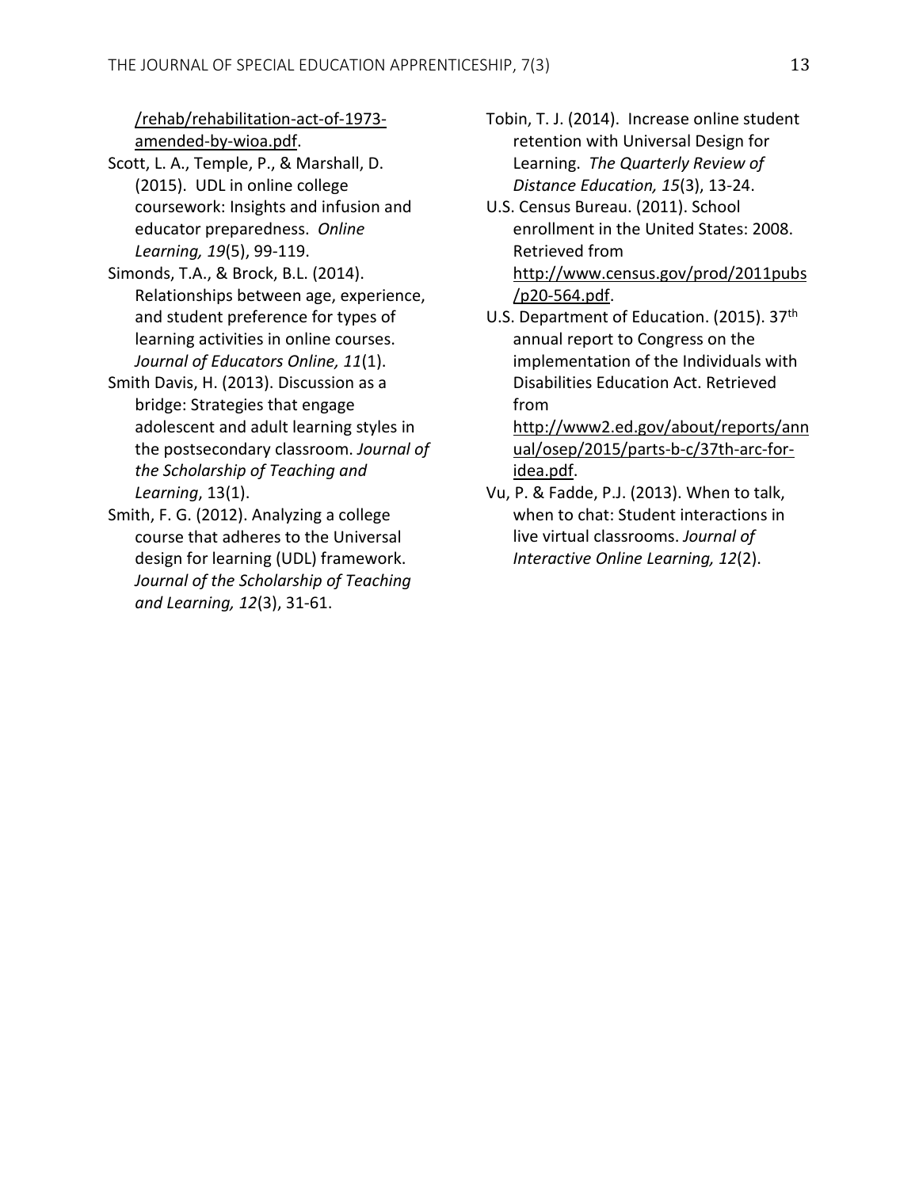/rehab/rehabilitation-act-of-1973-amended-by-wioa.pdf.

Scott, L. A., Temple, P., & Marshall, D. (2015). UDL in online college coursework: Insights and infusion and educator preparedness. *Online Learning, 19*(5), 99-119.

Simonds, T.A., & Brock, B.L. (2014). Relationships between age, experience, and student preference for types of learning activities in online courses. *Journal of Educators Online, 11*(1).

Smith Davis, H. (2013). Discussion as a bridge: Strategies that engage adolescent and adult learning styles in the postsecondary classroom. *Journal of the Scholarship of Teaching and Learning*, 13(1).

Smith, F. G. (2012). Analyzing a college course that adheres to the Universal design for learning (UDL) framework. *Journal of the Scholarship of Teaching and Learning, 12*(3), 31-61.

Tobin, T. J. (2014). Increase online student retention with Universal Design for Learning. *The Quarterly Review of Distance Education, 15*(3), 13-24.

U.S. Census Bureau. (2011). School enrollment in the United States: 2008. Retrieved from http://www.census.gov/prod/2011pubs/p20-564.pdf.

U.S. Department of Education. (2015). 37th annual report to Congress on the implementation of the Individuals with Disabilities Education Act. Retrieved from http://www2.ed.gov/about/reports/annual/osep/2015/parts-b-c/37th-arc-for-idea.pdf.

Vu, P. & Fadde, P.J. (2013). When to talk, when to chat: Student interactions in live virtual classrooms. *Journal of Interactive Online Learning, 12*(2).